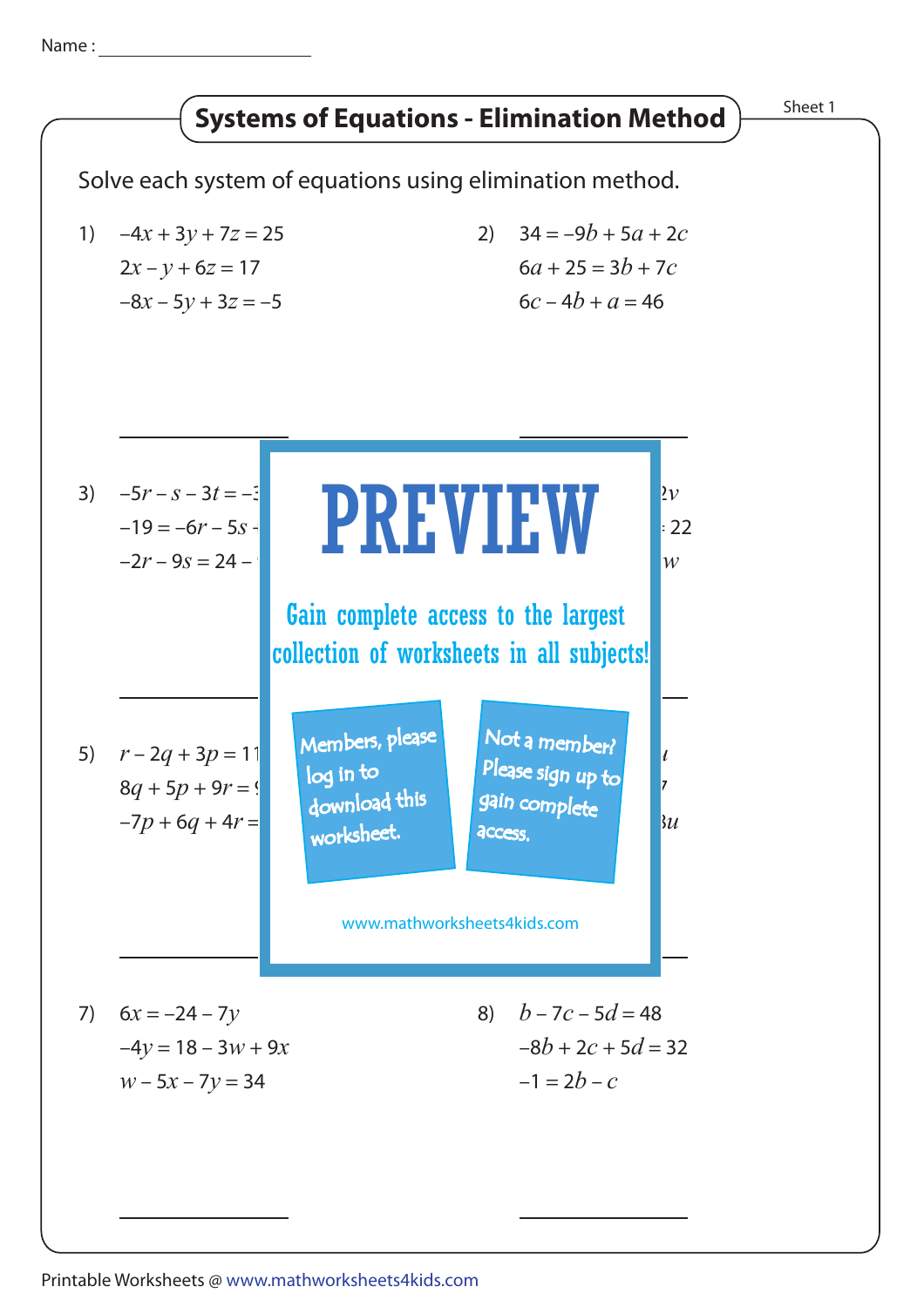Name : ____________________

# Systems of Equations - Elimination Method

Sheet 1

Solve each system of equations using elimination method.

1) $-4x + 3y + 7z = 25$
$2x - y + 6z = 17$
$-8x - 5y + 3z = -5$

2) $34 = -9b + 5a + 2c$
$6a + 25 = 3b + 7c$
$6c - 4b + a = 46$

3) $-5r - s - 3t = -$
$-19 = -6r - 5s$
$-2r - 9s = 24 -$

4) $2v$
$22$
$w$

PREVIEW

Gain complete access to the largest collection of worksheets in all subjects!

Members, please log in to download this worksheet.

Not a member? Please sign up to gain complete access.

www.mathworksheets4kids.com

5) $r - 2q + 3p = 11$
$8q + 5p + 9r =$
$-7p + 6q + 4r =$

6) $u$
$7$
$3u$

7) $6x = -24 - 7y$
$-4y = 18 - 3w + 9x$
$w - 5x - 7y = 34$

8) $b - 7c - 5d = 48$
$-8b + 2c + 5d = 32$
$-1 = 2b - c$

Printable Worksheets @ www.mathworksheets4kids.com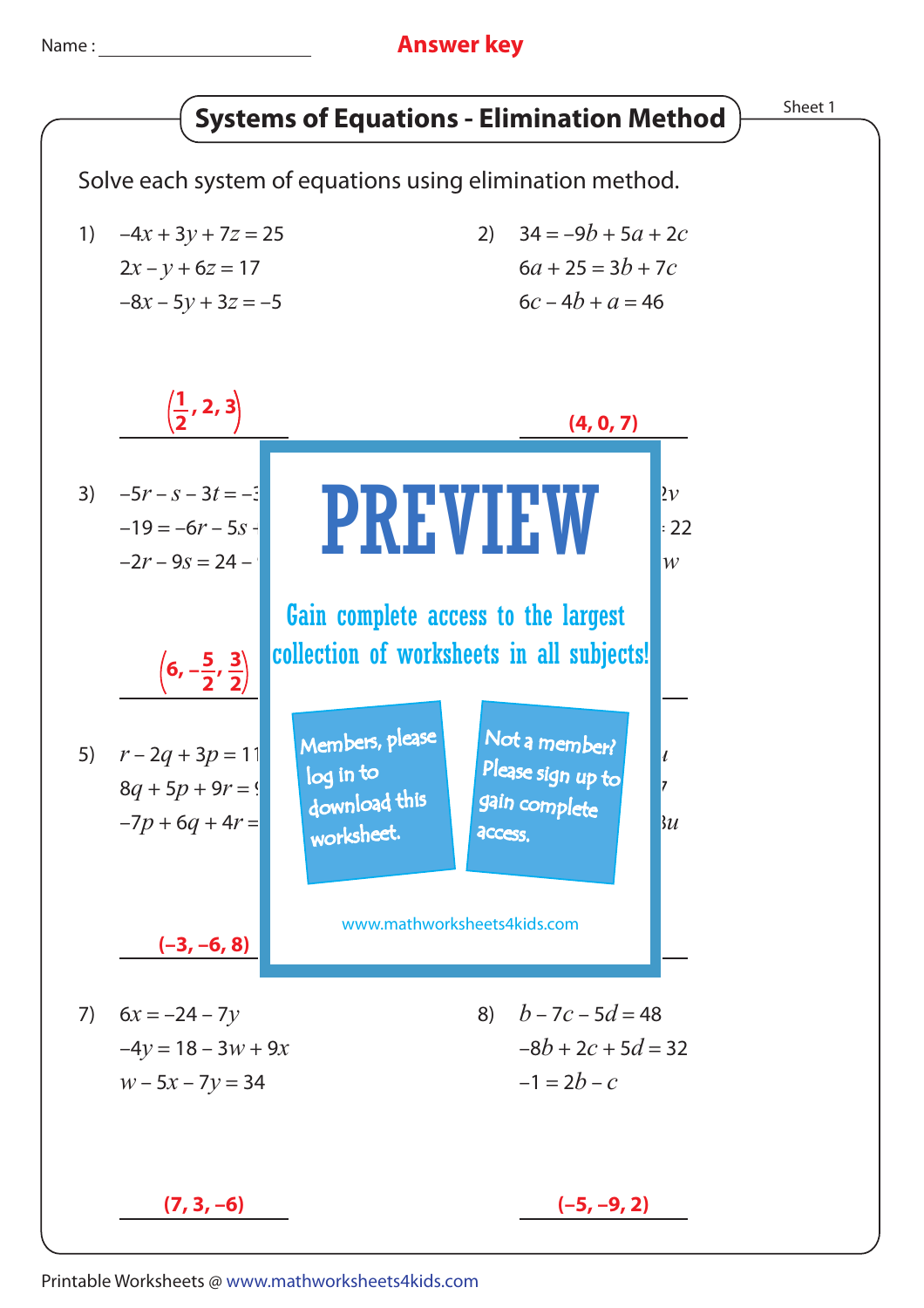Name : ____________________ **Answer key**

## Systems of Equations - Elimination Method

Sheet 1

Solve each system of equations using elimination method.

1) $-4x + 3y + 7z = 25$
$2x - y + 6z = 17$
$-8x - 5y + 3z = -5$

$\left(\frac{1}{2}, 2, 3\right)$

2) $34 = -9b + 5a + 2c$
$6a + 25 = 3b + 7c$
$6c - 4b + a = 46$

**(4, 0, 7)**

3) $-5r - s - 3t = -3$
$-19 = -6r - 5s$
$-2r - 9s = 24 -$

$\left(6, -\frac{5}{2}, \frac{3}{2}\right)$

4) $2v$
$= 22$
$w$

5) $r - 2q + 3p = 11$
$8q + 5p + 9r = 9$
$-7p + 6q + 4r =$

**(−3, −6, 8)**

6) $u$
$7$
$3u$

# PREVIEW

Gain complete access to the largest collection of worksheets in all subjects!

Members, please log in to download this worksheet.

Not a member? Please sign up to gain complete access.

www.mathworksheets4kids.com

7) $6x = -24 - 7y$
$-4y = 18 - 3w + 9x$
$w - 5x - 7y = 34$

**(7, 3, −6)**

8) $b - 7c - 5d = 48$
$-8b + 2c + 5d = 32$
$-1 = 2b - c$

**(−5, −9, 2)**

Printable Worksheets @ www.mathworksheets4kids.com